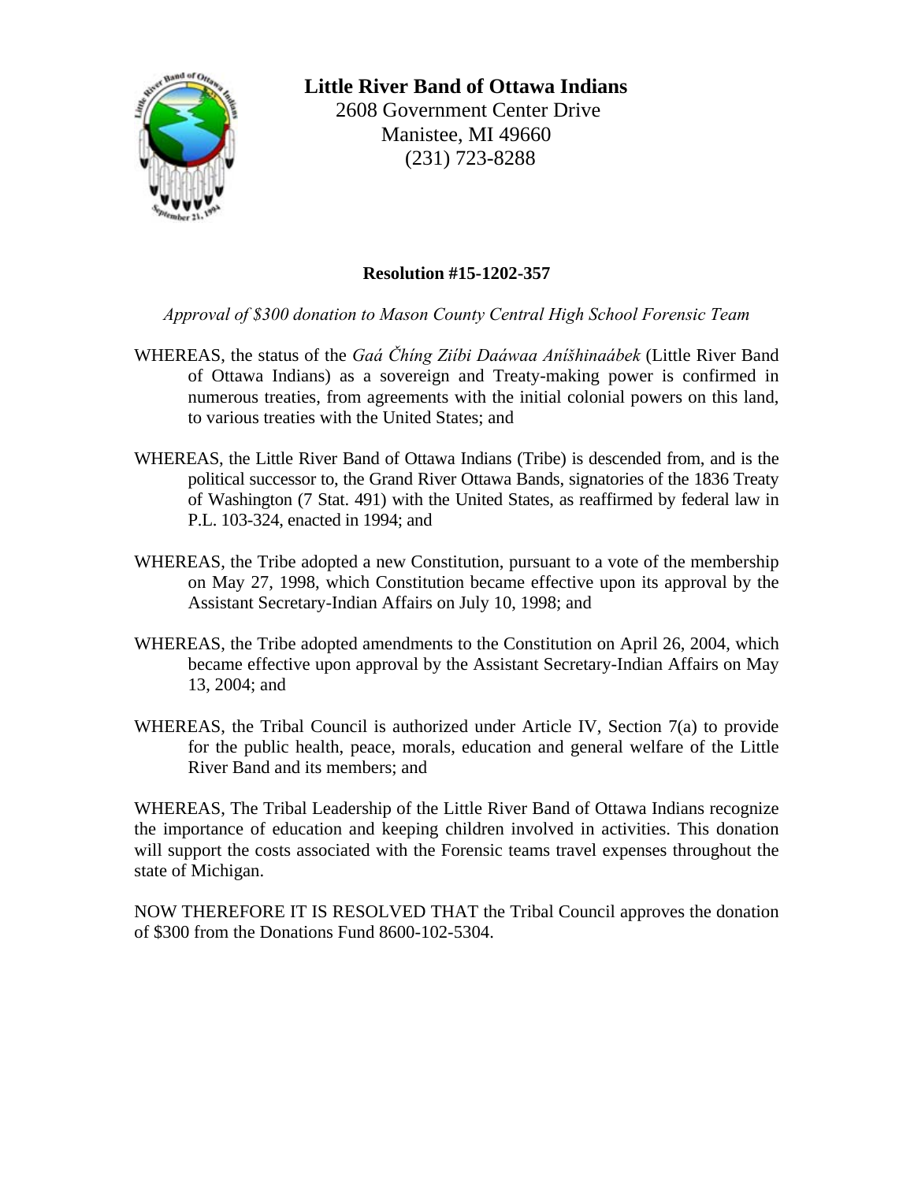**Little River Band of Ottawa Indians**
2608 Government Center Drive
Manistee, MI 49660
(231) 723-8288

**Resolution #15-1202-357**

*Approval of $300 donation to Mason County Central High School Forensic Team*

WHEREAS, the status of the *Gaá Čhíng Ziíbi Daáwaa Aníšhinaábek* (Little River Band of Ottawa Indians) as a sovereign and Treaty-making power is confirmed in numerous treaties, from agreements with the initial colonial powers on this land, to various treaties with the United States; and

WHEREAS, the Little River Band of Ottawa Indians (Tribe) is descended from, and is the political successor to, the Grand River Ottawa Bands, signatories of the 1836 Treaty of Washington (7 Stat. 491) with the United States, as reaffirmed by federal law in P.L. 103-324, enacted in 1994; and

WHEREAS, the Tribe adopted a new Constitution, pursuant to a vote of the membership on May 27, 1998, which Constitution became effective upon its approval by the Assistant Secretary-Indian Affairs on July 10, 1998; and

WHEREAS, the Tribe adopted amendments to the Constitution on April 26, 2004, which became effective upon approval by the Assistant Secretary-Indian Affairs on May 13, 2004; and

WHEREAS, the Tribal Council is authorized under Article IV, Section 7(a) to provide for the public health, peace, morals, education and general welfare of the Little River Band and its members; and

WHEREAS, The Tribal Leadership of the Little River Band of Ottawa Indians recognize the importance of education and keeping children involved in activities. This donation will support the costs associated with the Forensic teams travel expenses throughout the state of Michigan.

NOW THEREFORE IT IS RESOLVED THAT the Tribal Council approves the donation of $300 from the Donations Fund 8600-102-5304.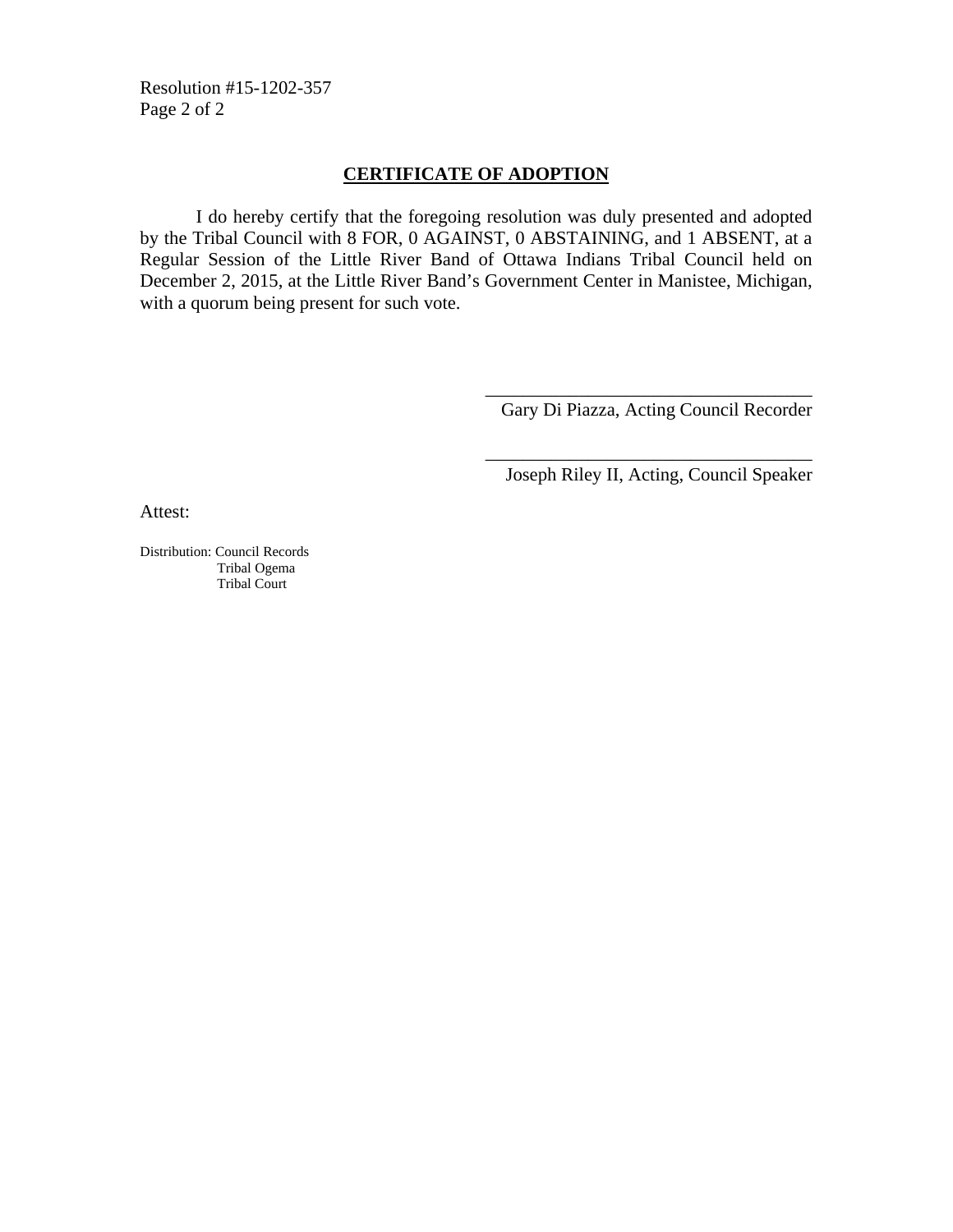Resolution #15-1202-357

## CERTIFICATE OF ADOPTION

I do hereby certify that the foregoing resolution was duly presented and adopted by the Tribal Council with 8 FOR, 0 AGAINST, 0 ABSTAINING, and 1 ABSENT, at a Regular Session of the Little River Band of Ottawa Indians Tribal Council held on December 2, 2015, at the Little River Band's Government Center in Manistee, Michigan, with a quorum being present for such vote.

\_\_\_\_\_\_\_\_\_\_\_\_\_\_\_\_\_\_\_\_\_\_\_\_\_\_\_\_\_\_\_\_\_\_\_
Gary Di Piazza, Acting Council Recorder

\_\_\_\_\_\_\_\_\_\_\_\_\_\_\_\_\_\_\_\_\_\_\_\_\_\_\_\_\_\_\_\_\_\_\_
Joseph Riley II, Acting, Council Speaker

Attest:

Distribution: Council Records
Tribal Ogema
Tribal Court